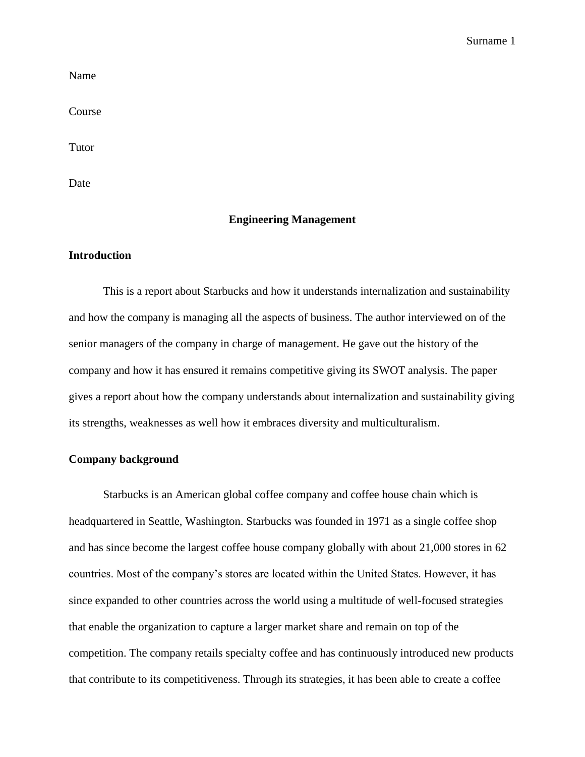Name

Course

Tutor

Date

# Engineering Management

## Introduction

This is a report about Starbucks and how it understands internalization and sustainability and how the company is managing all the aspects of business. The author interviewed on of the senior managers of the company in charge of management. He gave out the history of the company and how it has ensured it remains competitive giving its SWOT analysis. The paper gives a report about how the company understands about internalization and sustainability giving its strengths, weaknesses as well how it embraces diversity and multiculturalism.

## Company background

Starbucks is an American global coffee company and coffee house chain which is headquartered in Seattle, Washington. Starbucks was founded in 1971 as a single coffee shop and has since become the largest coffee house company globally with about 21,000 stores in 62 countries. Most of the company's stores are located within the United States. However, it has since expanded to other countries across the world using a multitude of well-focused strategies that enable the organization to capture a larger market share and remain on top of the competition. The company retails specialty coffee and has continuously introduced new products that contribute to its competitiveness. Through its strategies, it has been able to create a coffee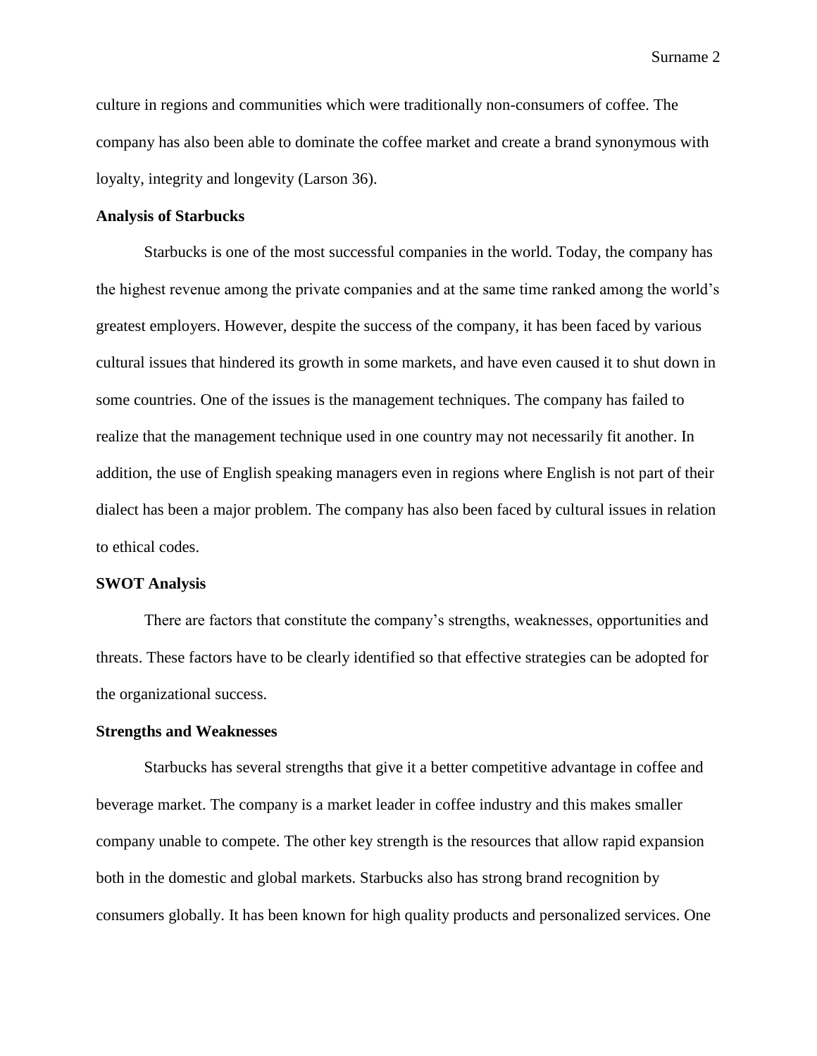culture in regions and communities which were traditionally non-consumers of coffee. The company has also been able to dominate the coffee market and create a brand synonymous with loyalty, integrity and longevity (Larson 36).

**Analysis of Starbucks**

Starbucks is one of the most successful companies in the world. Today, the company has the highest revenue among the private companies and at the same time ranked among the world's greatest employers. However, despite the success of the company, it has been faced by various cultural issues that hindered its growth in some markets, and have even caused it to shut down in some countries. One of the issues is the management techniques. The company has failed to realize that the management technique used in one country may not necessarily fit another. In addition, the use of English speaking managers even in regions where English is not part of their dialect has been a major problem. The company has also been faced by cultural issues in relation to ethical codes.

**SWOT Analysis**

There are factors that constitute the company's strengths, weaknesses, opportunities and threats. These factors have to be clearly identified so that effective strategies can be adopted for the organizational success.

**Strengths and Weaknesses**

Starbucks has several strengths that give it a better competitive advantage in coffee and beverage market. The company is a market leader in coffee industry and this makes smaller company unable to compete. The other key strength is the resources that allow rapid expansion both in the domestic and global markets. Starbucks also has strong brand recognition by consumers globally. It has been known for high quality products and personalized services. One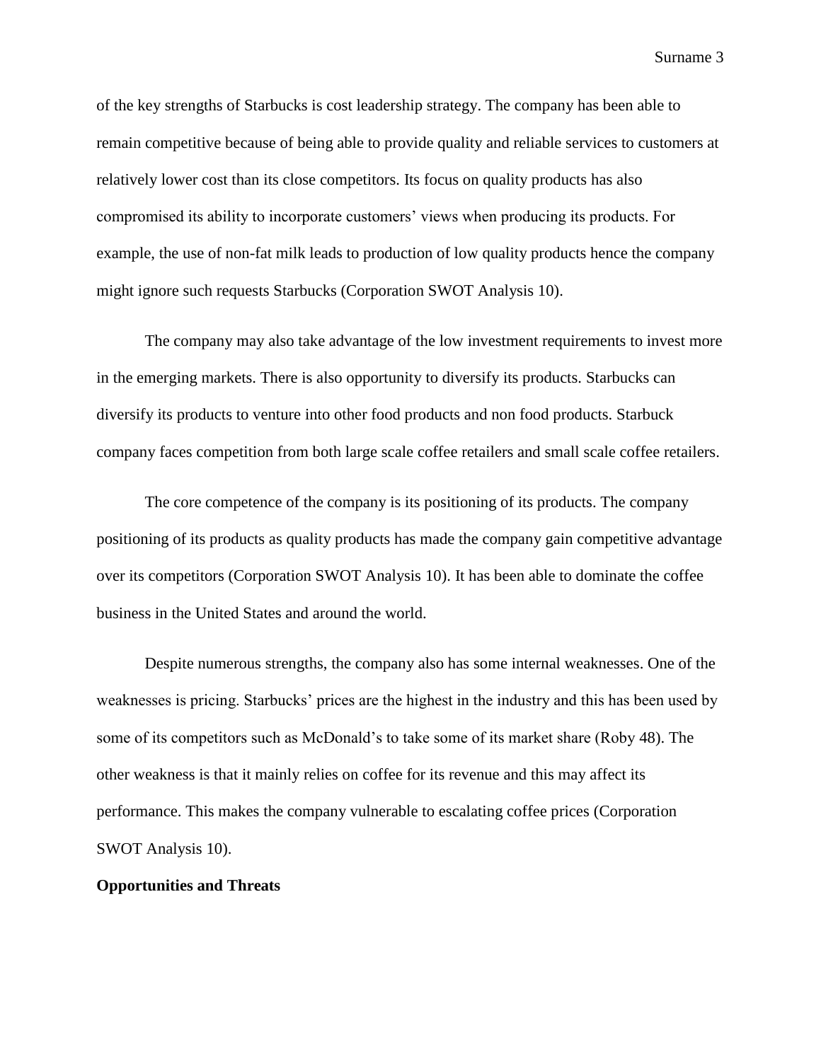of the key strengths of Starbucks is cost leadership strategy. The company has been able to remain competitive because of being able to provide quality and reliable services to customers at relatively lower cost than its close competitors. Its focus on quality products has also compromised its ability to incorporate customers' views when producing its products. For example, the use of non-fat milk leads to production of low quality products hence the company might ignore such requests Starbucks (Corporation SWOT Analysis 10).

The company may also take advantage of the low investment requirements to invest more in the emerging markets. There is also opportunity to diversify its products. Starbucks can diversify its products to venture into other food products and non food products. Starbuck company faces competition from both large scale coffee retailers and small scale coffee retailers.

The core competence of the company is its positioning of its products. The company positioning of its products as quality products has made the company gain competitive advantage over its competitors (Corporation SWOT Analysis 10). It has been able to dominate the coffee business in the United States and around the world.

Despite numerous strengths, the company also has some internal weaknesses. One of the weaknesses is pricing. Starbucks' prices are the highest in the industry and this has been used by some of its competitors such as McDonald's to take some of its market share (Roby 48). The other weakness is that it mainly relies on coffee for its revenue and this may affect its performance. This makes the company vulnerable to escalating coffee prices (Corporation SWOT Analysis 10).

**Opportunities and Threats**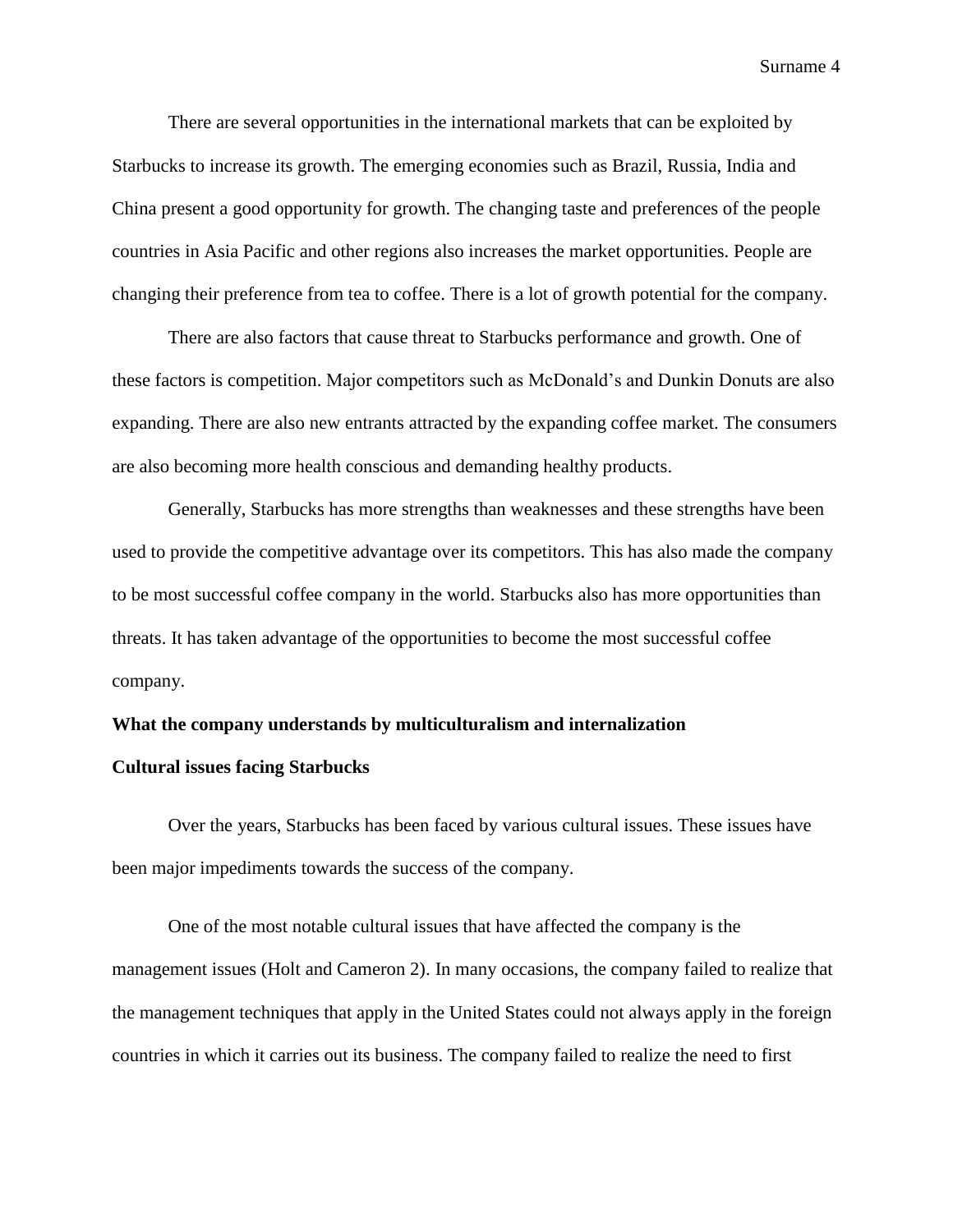There are several opportunities in the international markets that can be exploited by Starbucks to increase its growth. The emerging economies such as Brazil, Russia, India and China present a good opportunity for growth. The changing taste and preferences of the people countries in Asia Pacific and other regions also increases the market opportunities. People are changing their preference from tea to coffee. There is a lot of growth potential for the company.

There are also factors that cause threat to Starbucks performance and growth. One of these factors is competition. Major competitors such as McDonald's and Dunkin Donuts are also expanding. There are also new entrants attracted by the expanding coffee market. The consumers are also becoming more health conscious and demanding healthy products.

Generally, Starbucks has more strengths than weaknesses and these strengths have been used to provide the competitive advantage over its competitors. This has also made the company to be most successful coffee company in the world. Starbucks also has more opportunities than threats. It has taken advantage of the opportunities to become the most successful coffee company.

**What the company understands by multiculturalism and internalization**

**Cultural issues facing Starbucks**

Over the years, Starbucks has been faced by various cultural issues. These issues have been major impediments towards the success of the company.

One of the most notable cultural issues that have affected the company is the management issues (Holt and Cameron 2). In many occasions, the company failed to realize that the management techniques that apply in the United States could not always apply in the foreign countries in which it carries out its business. The company failed to realize the need to first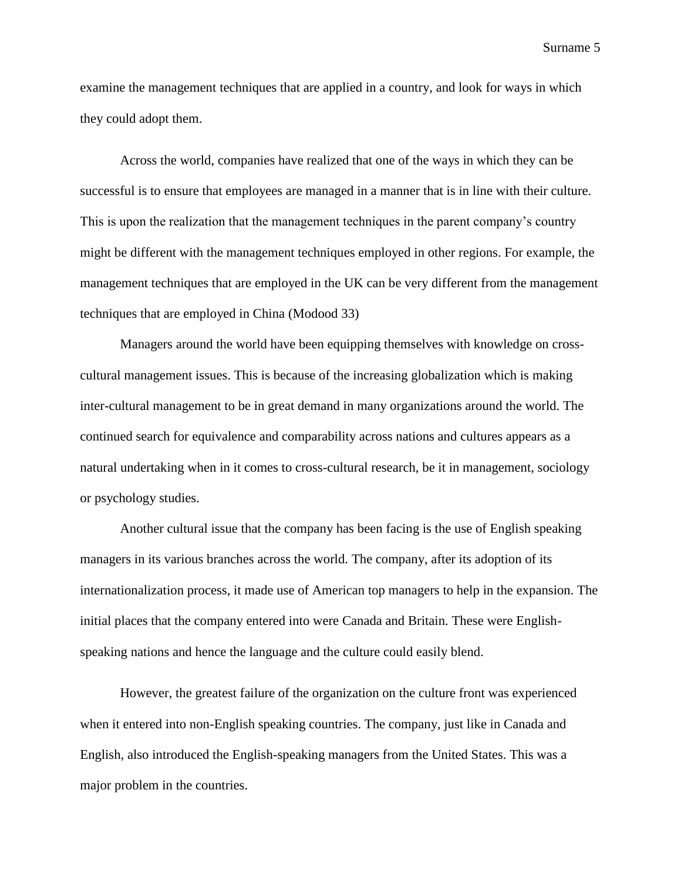examine the management techniques that are applied in a country, and look for ways in which they could adopt them.

Across the world, companies have realized that one of the ways in which they can be successful is to ensure that employees are managed in a manner that is in line with their culture. This is upon the realization that the management techniques in the parent company's country might be different with the management techniques employed in other regions. For example, the management techniques that are employed in the UK can be very different from the management techniques that are employed in China (Modood 33)

Managers around the world have been equipping themselves with knowledge on cross-cultural management issues. This is because of the increasing globalization which is making inter-cultural management to be in great demand in many organizations around the world. The continued search for equivalence and comparability across nations and cultures appears as a natural undertaking when in it comes to cross-cultural research, be it in management, sociology or psychology studies.

Another cultural issue that the company has been facing is the use of English speaking managers in its various branches across the world. The company, after its adoption of its internationalization process, it made use of American top managers to help in the expansion. The initial places that the company entered into were Canada and Britain. These were English-speaking nations and hence the language and the culture could easily blend.

However, the greatest failure of the organization on the culture front was experienced when it entered into non-English speaking countries. The company, just like in Canada and English, also introduced the English-speaking managers from the United States. This was a major problem in the countries.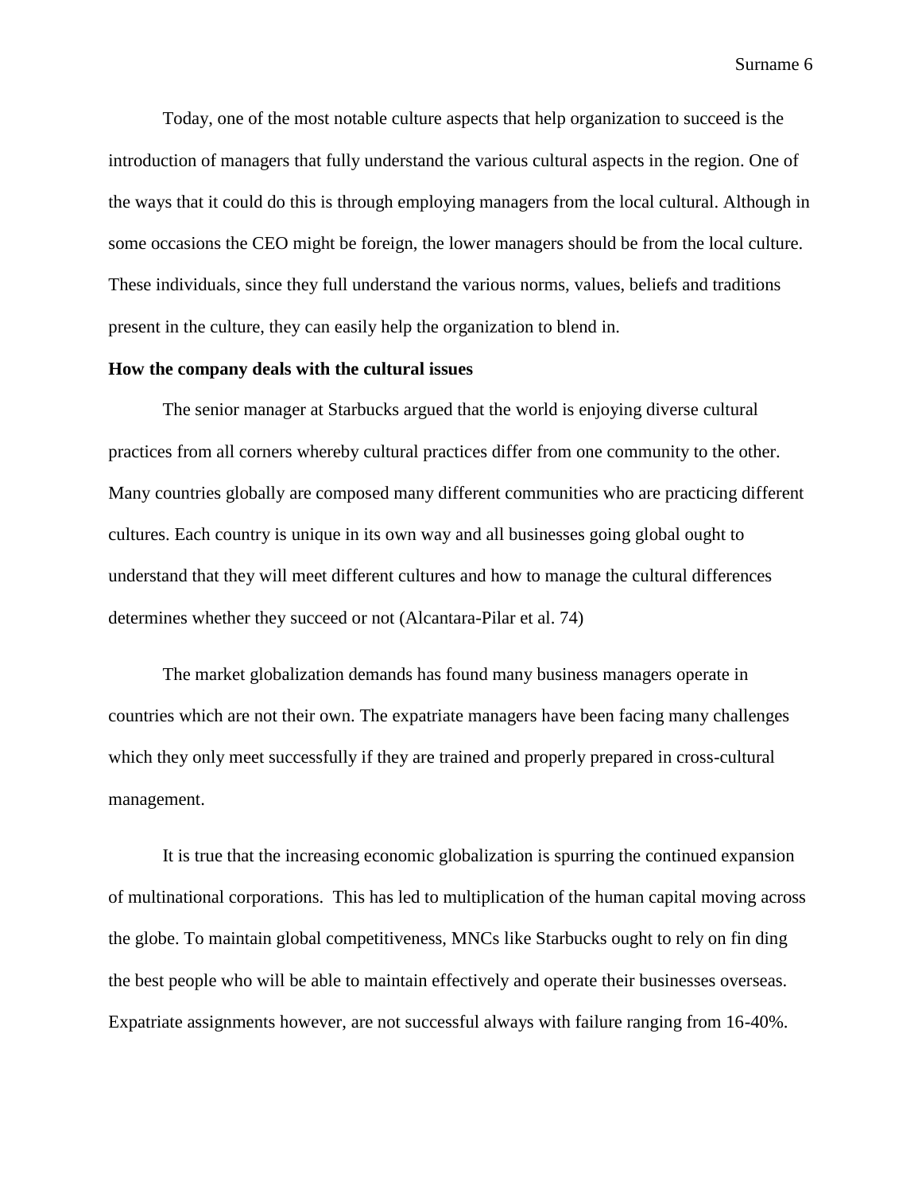Today, one of the most notable culture aspects that help organization to succeed is the introduction of managers that fully understand the various cultural aspects in the region. One of the ways that it could do this is through employing managers from the local cultural. Although in some occasions the CEO might be foreign, the lower managers should be from the local culture. These individuals, since they full understand the various norms, values, beliefs and traditions present in the culture, they can easily help the organization to blend in.

**How the company deals with the cultural issues**

The senior manager at Starbucks argued that the world is enjoying diverse cultural practices from all corners whereby cultural practices differ from one community to the other. Many countries globally are composed many different communities who are practicing different cultures. Each country is unique in its own way and all businesses going global ought to understand that they will meet different cultures and how to manage the cultural differences determines whether they succeed or not (Alcantara-Pilar et al. 74)

The market globalization demands has found many business managers operate in countries which are not their own. The expatriate managers have been facing many challenges which they only meet successfully if they are trained and properly prepared in cross-cultural management.

It is true that the increasing economic globalization is spurring the continued expansion of multinational corporations. This has led to multiplication of the human capital moving across the globe. To maintain global competitiveness, MNCs like Starbucks ought to rely on fin ding the best people who will be able to maintain effectively and operate their businesses overseas. Expatriate assignments however, are not successful always with failure ranging from 16-40%.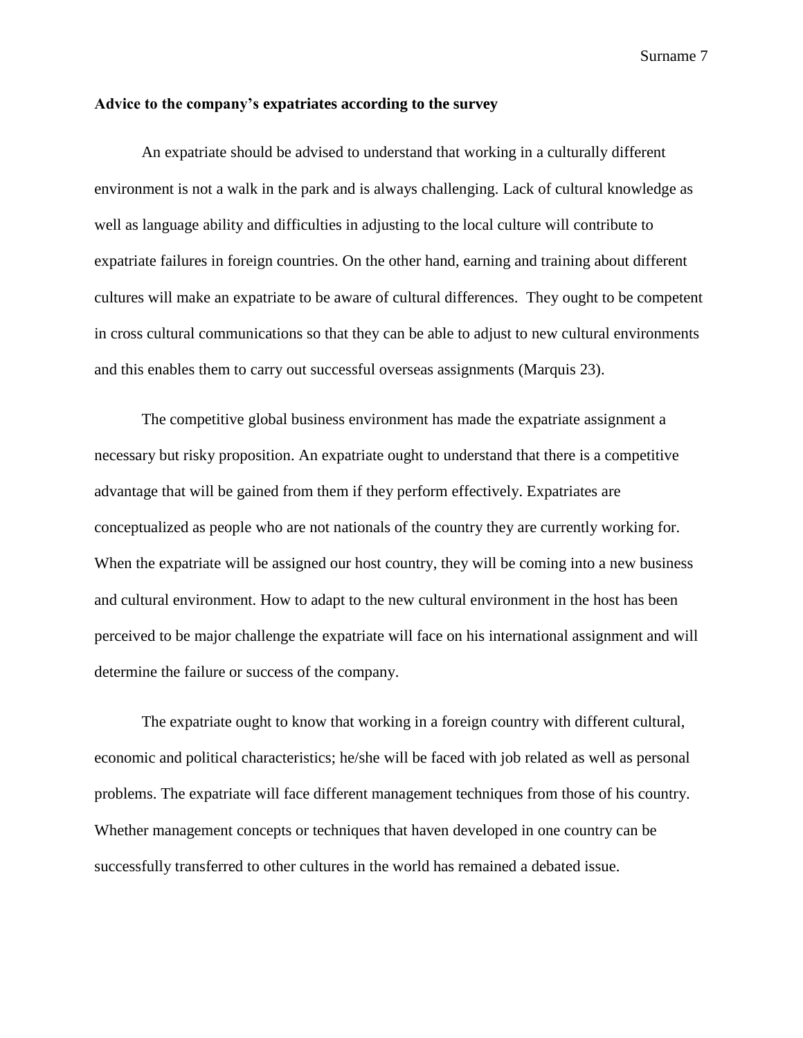**Advice to the company's expatriates according to the survey**

An expatriate should be advised to understand that working in a culturally different environment is not a walk in the park and is always challenging. Lack of cultural knowledge as well as language ability and difficulties in adjusting to the local culture will contribute to expatriate failures in foreign countries. On the other hand, earning and training about different cultures will make an expatriate to be aware of cultural differences. They ought to be competent in cross cultural communications so that they can be able to adjust to new cultural environments and this enables them to carry out successful overseas assignments (Marquis 23).

The competitive global business environment has made the expatriate assignment a necessary but risky proposition. An expatriate ought to understand that there is a competitive advantage that will be gained from them if they perform effectively. Expatriates are conceptualized as people who are not nationals of the country they are currently working for. When the expatriate will be assigned our host country, they will be coming into a new business and cultural environment. How to adapt to the new cultural environment in the host has been perceived to be major challenge the expatriate will face on his international assignment and will determine the failure or success of the company.

The expatriate ought to know that working in a foreign country with different cultural, economic and political characteristics; he/she will be faced with job related as well as personal problems. The expatriate will face different management techniques from those of his country. Whether management concepts or techniques that haven developed in one country can be successfully transferred to other cultures in the world has remained a debated issue.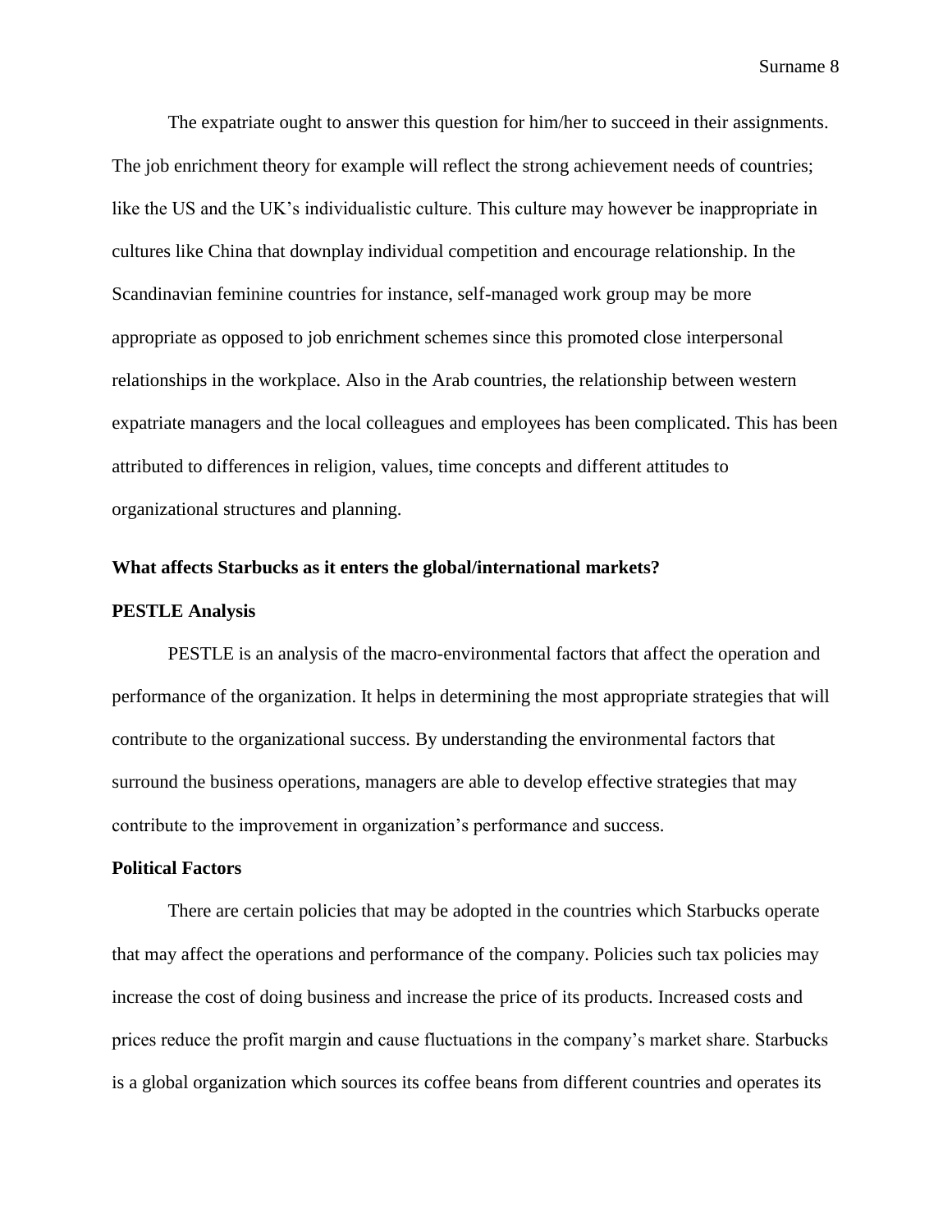The expatriate ought to answer this question for him/her to succeed in their assignments. The job enrichment theory for example will reflect the strong achievement needs of countries; like the US and the UK's individualistic culture. This culture may however be inappropriate in cultures like China that downplay individual competition and encourage relationship. In the Scandinavian feminine countries for instance, self-managed work group may be more appropriate as opposed to job enrichment schemes since this promoted close interpersonal relationships in the workplace. Also in the Arab countries, the relationship between western expatriate managers and the local colleagues and employees has been complicated. This has been attributed to differences in religion, values, time concepts and different attitudes to organizational structures and planning.

**What affects Starbucks as it enters the global/international markets?**

**PESTLE Analysis**

PESTLE is an analysis of the macro-environmental factors that affect the operation and performance of the organization. It helps in determining the most appropriate strategies that will contribute to the organizational success. By understanding the environmental factors that surround the business operations, managers are able to develop effective strategies that may contribute to the improvement in organization's performance and success.

**Political Factors**

There are certain policies that may be adopted in the countries which Starbucks operate that may affect the operations and performance of the company. Policies such tax policies may increase the cost of doing business and increase the price of its products. Increased costs and prices reduce the profit margin and cause fluctuations in the company's market share. Starbucks is a global organization which sources its coffee beans from different countries and operates its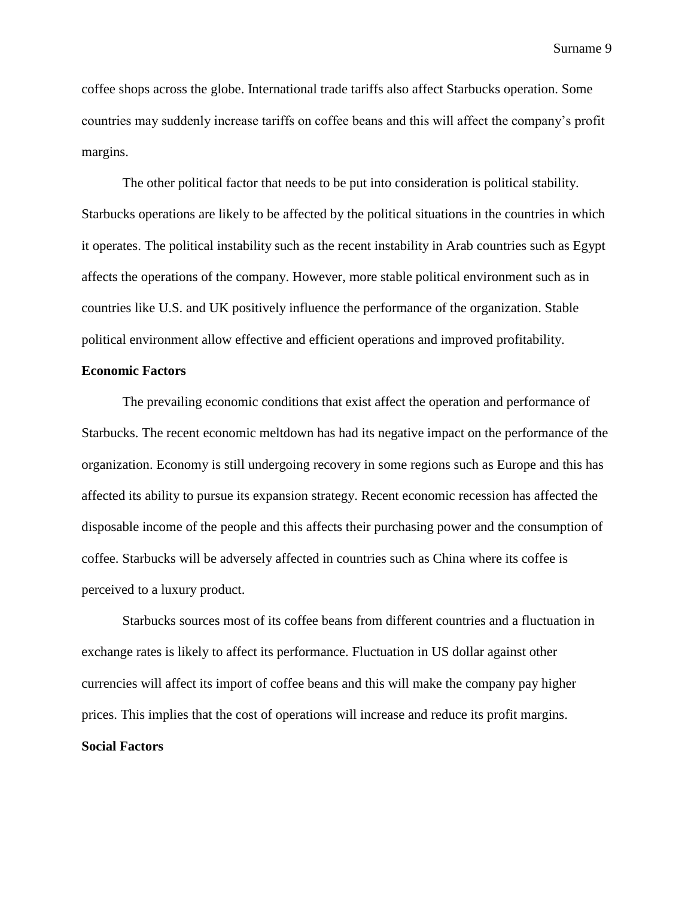coffee shops across the globe. International trade tariffs also affect Starbucks operation. Some countries may suddenly increase tariffs on coffee beans and this will affect the company's profit margins.

The other political factor that needs to be put into consideration is political stability. Starbucks operations are likely to be affected by the political situations in the countries in which it operates. The political instability such as the recent instability in Arab countries such as Egypt affects the operations of the company. However, more stable political environment such as in countries like U.S. and UK positively influence the performance of the organization. Stable political environment allow effective and efficient operations and improved profitability.

**Economic Factors**

The prevailing economic conditions that exist affect the operation and performance of Starbucks. The recent economic meltdown has had its negative impact on the performance of the organization. Economy is still undergoing recovery in some regions such as Europe and this has affected its ability to pursue its expansion strategy. Recent economic recession has affected the disposable income of the people and this affects their purchasing power and the consumption of coffee. Starbucks will be adversely affected in countries such as China where its coffee is perceived to a luxury product.

Starbucks sources most of its coffee beans from different countries and a fluctuation in exchange rates is likely to affect its performance. Fluctuation in US dollar against other currencies will affect its import of coffee beans and this will make the company pay higher prices. This implies that the cost of operations will increase and reduce its profit margins.

**Social Factors**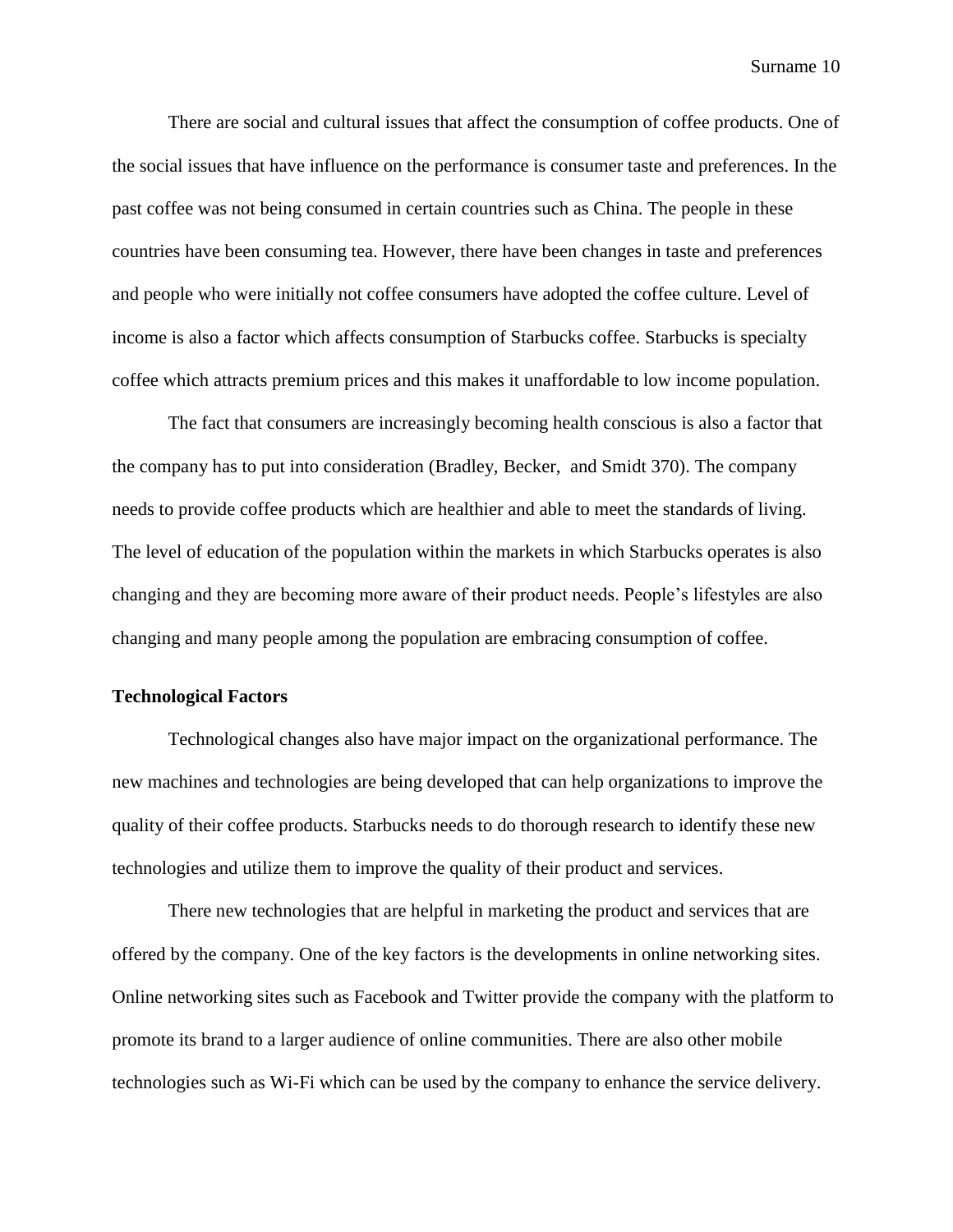There are social and cultural issues that affect the consumption of coffee products. One of the social issues that have influence on the performance is consumer taste and preferences. In the past coffee was not being consumed in certain countries such as China. The people in these countries have been consuming tea. However, there have been changes in taste and preferences and people who were initially not coffee consumers have adopted the coffee culture. Level of income is also a factor which affects consumption of Starbucks coffee. Starbucks is specialty coffee which attracts premium prices and this makes it unaffordable to low income population.

The fact that consumers are increasingly becoming health conscious is also a factor that the company has to put into consideration (Bradley, Becker,  and Smidt 370). The company needs to provide coffee products which are healthier and able to meet the standards of living. The level of education of the population within the markets in which Starbucks operates is also changing and they are becoming more aware of their product needs. People's lifestyles are also changing and many people among the population are embracing consumption of coffee.

**Technological Factors**

Technological changes also have major impact on the organizational performance. The new machines and technologies are being developed that can help organizations to improve the quality of their coffee products. Starbucks needs to do thorough research to identify these new technologies and utilize them to improve the quality of their product and services.

There new technologies that are helpful in marketing the product and services that are offered by the company. One of the key factors is the developments in online networking sites. Online networking sites such as Facebook and Twitter provide the company with the platform to promote its brand to a larger audience of online communities. There are also other mobile technologies such as Wi-Fi which can be used by the company to enhance the service delivery.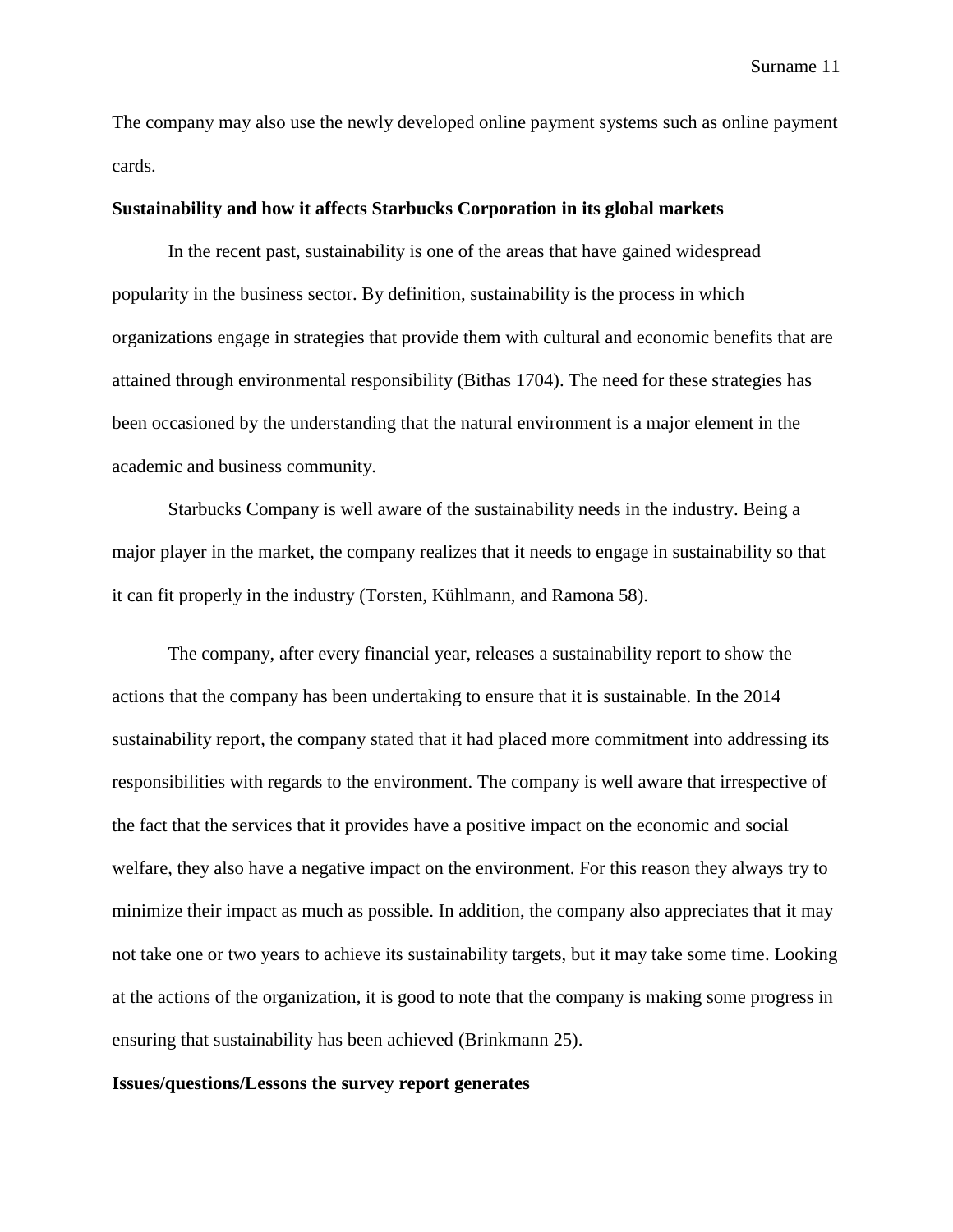The company may also use the newly developed online payment systems such as online payment cards.

**Sustainability and how it affects Starbucks Corporation in its global markets**

In the recent past, sustainability is one of the areas that have gained widespread popularity in the business sector. By definition, sustainability is the process in which organizations engage in strategies that provide them with cultural and economic benefits that are attained through environmental responsibility (Bithas 1704). The need for these strategies has been occasioned by the understanding that the natural environment is a major element in the academic and business community.

Starbucks Company is well aware of the sustainability needs in the industry. Being a major player in the market, the company realizes that it needs to engage in sustainability so that it can fit properly in the industry (Torsten, Kühlmann, and Ramona 58).

The company, after every financial year, releases a sustainability report to show the actions that the company has been undertaking to ensure that it is sustainable. In the 2014 sustainability report, the company stated that it had placed more commitment into addressing its responsibilities with regards to the environment. The company is well aware that irrespective of the fact that the services that it provides have a positive impact on the economic and social welfare, they also have a negative impact on the environment. For this reason they always try to minimize their impact as much as possible. In addition, the company also appreciates that it may not take one or two years to achieve its sustainability targets, but it may take some time. Looking at the actions of the organization, it is good to note that the company is making some progress in ensuring that sustainability has been achieved (Brinkmann 25).

**Issues/questions/Lessons the survey report generates**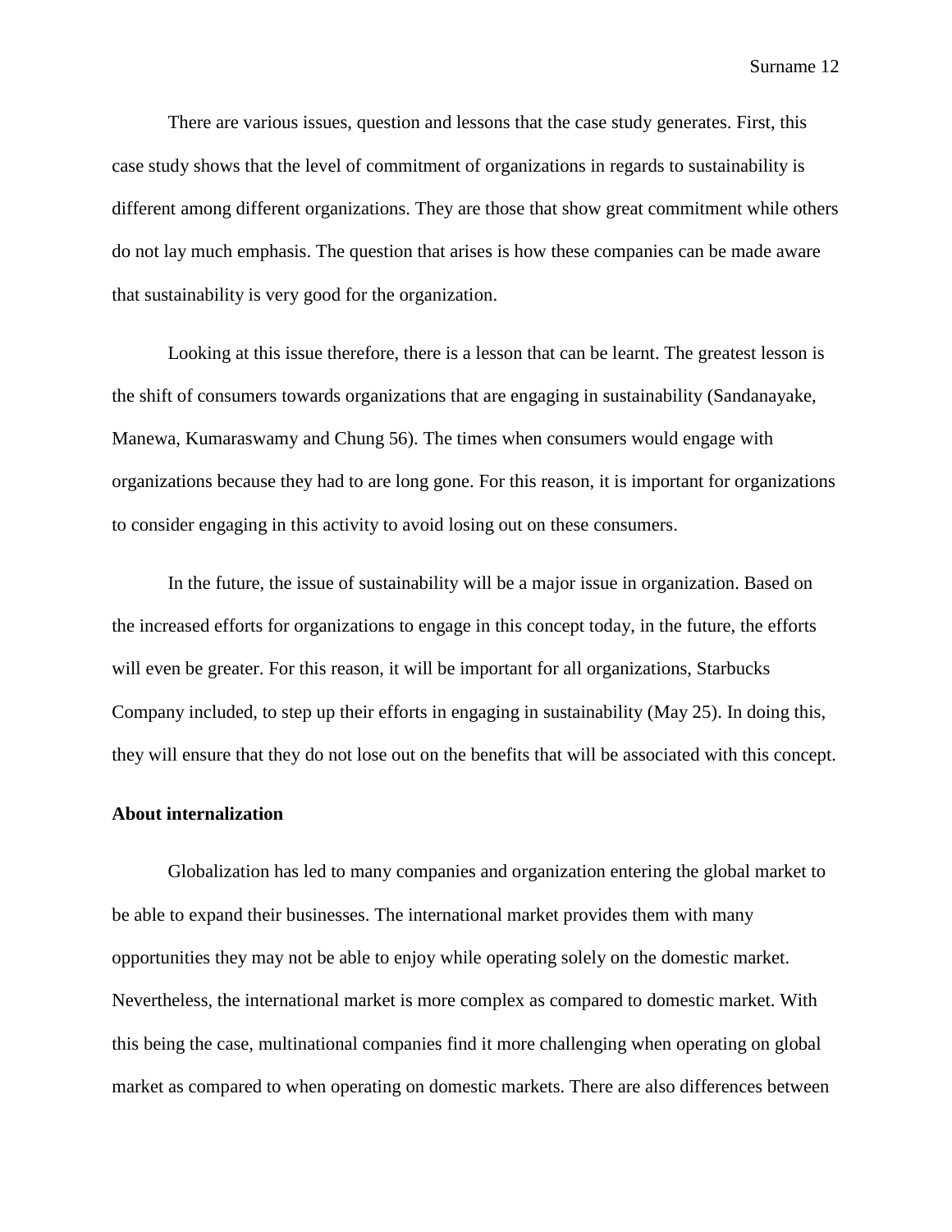There are various issues, question and lessons that the case study generates. First, this case study shows that the level of commitment of organizations in regards to sustainability is different among different organizations. They are those that show great commitment while others do not lay much emphasis. The question that arises is how these companies can be made aware that sustainability is very good for the organization.

Looking at this issue therefore, there is a lesson that can be learnt. The greatest lesson is the shift of consumers towards organizations that are engaging in sustainability (Sandanayake, Manewa, Kumaraswamy and Chung 56). The times when consumers would engage with organizations because they had to are long gone. For this reason, it is important for organizations to consider engaging in this activity to avoid losing out on these consumers.

In the future, the issue of sustainability will be a major issue in organization. Based on the increased efforts for organizations to engage in this concept today, in the future, the efforts will even be greater. For this reason, it will be important for all organizations, Starbucks Company included, to step up their efforts in engaging in sustainability (May 25). In doing this, they will ensure that they do not lose out on the benefits that will be associated with this concept.

**About internalization**

Globalization has led to many companies and organization entering the global market to be able to expand their businesses. The international market provides them with many opportunities they may not be able to enjoy while operating solely on the domestic market. Nevertheless, the international market is more complex as compared to domestic market. With this being the case, multinational companies find it more challenging when operating on global market as compared to when operating on domestic markets. There are also differences between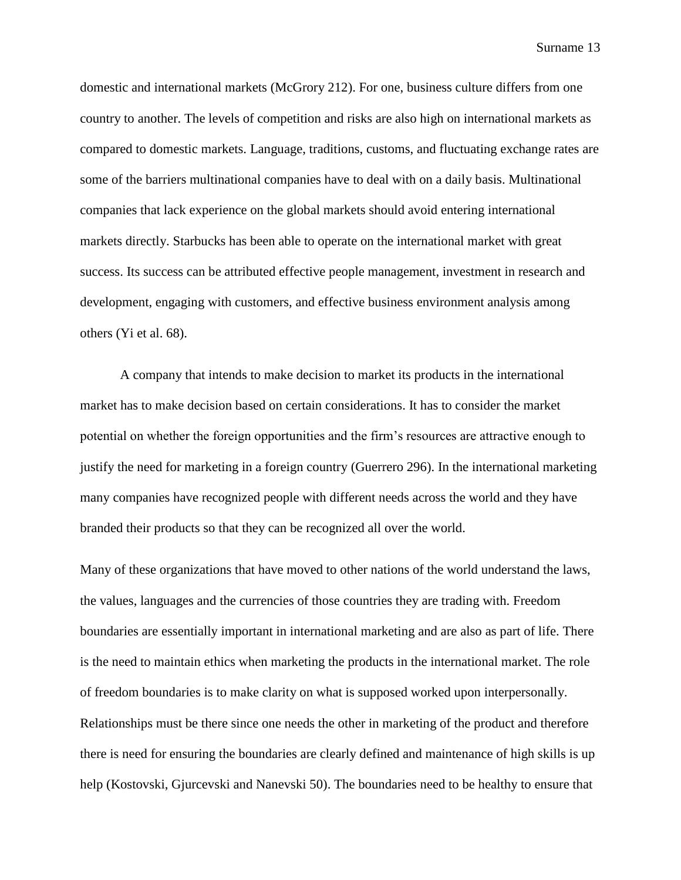domestic and international markets (McGrory 212). For one, business culture differs from one country to another. The levels of competition and risks are also high on international markets as compared to domestic markets. Language, traditions, customs, and fluctuating exchange rates are some of the barriers multinational companies have to deal with on a daily basis. Multinational companies that lack experience on the global markets should avoid entering international markets directly. Starbucks has been able to operate on the international market with great success. Its success can be attributed effective people management, investment in research and development, engaging with customers, and effective business environment analysis among others (Yi et al. 68).

A company that intends to make decision to market its products in the international market has to make decision based on certain considerations. It has to consider the market potential on whether the foreign opportunities and the firm's resources are attractive enough to justify the need for marketing in a foreign country (Guerrero 296). In the international marketing many companies have recognized people with different needs across the world and they have branded their products so that they can be recognized all over the world.

Many of these organizations that have moved to other nations of the world understand the laws, the values, languages and the currencies of those countries they are trading with. Freedom boundaries are essentially important in international marketing and are also as part of life. There is the need to maintain ethics when marketing the products in the international market. The role of freedom boundaries is to make clarity on what is supposed worked upon interpersonally. Relationships must be there since one needs the other in marketing of the product and therefore there is need for ensuring the boundaries are clearly defined and maintenance of high skills is up help (Kostovski, Gjurcevski and Nanevski 50). The boundaries need to be healthy to ensure that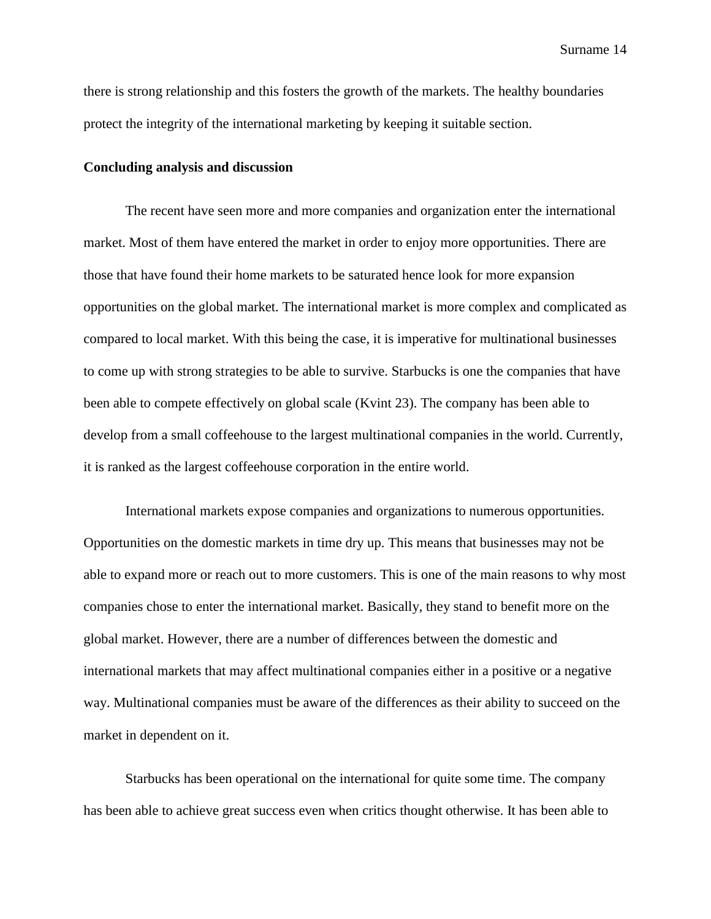there is strong relationship and this fosters the growth of the markets. The healthy boundaries protect the integrity of the international marketing by keeping it suitable section.

**Concluding analysis and discussion**

The recent have seen more and more companies and organization enter the international market. Most of them have entered the market in order to enjoy more opportunities. There are those that have found their home markets to be saturated hence look for more expansion opportunities on the global market. The international market is more complex and complicated as compared to local market. With this being the case, it is imperative for multinational businesses to come up with strong strategies to be able to survive. Starbucks is one the companies that have been able to compete effectively on global scale (Kvint 23). The company has been able to develop from a small coffeehouse to the largest multinational companies in the world. Currently, it is ranked as the largest coffeehouse corporation in the entire world.

International markets expose companies and organizations to numerous opportunities. Opportunities on the domestic markets in time dry up. This means that businesses may not be able to expand more or reach out to more customers. This is one of the main reasons to why most companies chose to enter the international market. Basically, they stand to benefit more on the global market. However, there are a number of differences between the domestic and international markets that may affect multinational companies either in a positive or a negative way. Multinational companies must be aware of the differences as their ability to succeed on the market in dependent on it.

Starbucks has been operational on the international for quite some time. The company has been able to achieve great success even when critics thought otherwise. It has been able to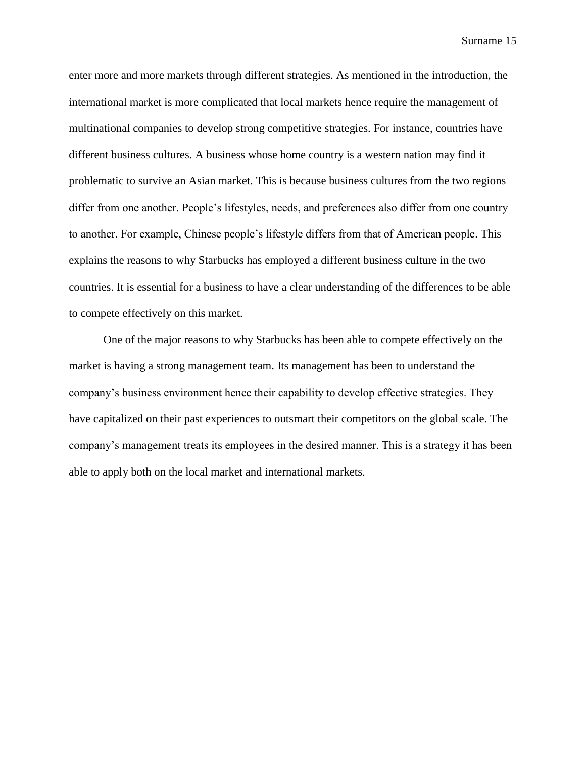enter more and more markets through different strategies. As mentioned in the introduction, the international market is more complicated that local markets hence require the management of multinational companies to develop strong competitive strategies. For instance, countries have different business cultures. A business whose home country is a western nation may find it problematic to survive an Asian market. This is because business cultures from the two regions differ from one another. People's lifestyles, needs, and preferences also differ from one country to another. For example, Chinese people's lifestyle differs from that of American people. This explains the reasons to why Starbucks has employed a different business culture in the two countries. It is essential for a business to have a clear understanding of the differences to be able to compete effectively on this market.

One of the major reasons to why Starbucks has been able to compete effectively on the market is having a strong management team. Its management has been to understand the company's business environment hence their capability to develop effective strategies. They have capitalized on their past experiences to outsmart their competitors on the global scale. The company's management treats its employees in the desired manner. This is a strategy it has been able to apply both on the local market and international markets.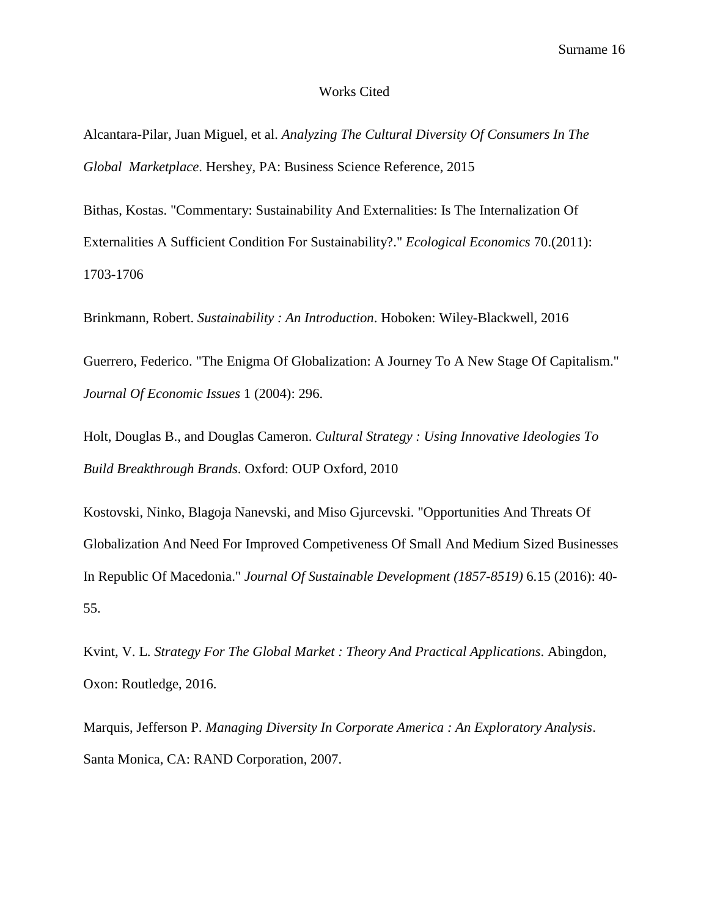# Works Cited

Alcantara-Pilar, Juan Miguel, et al. *Analyzing The Cultural Diversity Of Consumers In The Global Marketplace*. Hershey, PA: Business Science Reference, 2015

Bithas, Kostas. "Commentary: Sustainability And Externalities: Is The Internalization Of Externalities A Sufficient Condition For Sustainability?." *Ecological Economics* 70.(2011): 1703-1706

Brinkmann, Robert. *Sustainability : An Introduction*. Hoboken: Wiley-Blackwell, 2016

Guerrero, Federico. "The Enigma Of Globalization: A Journey To A New Stage Of Capitalism." *Journal Of Economic Issues* 1 (2004): 296.

Holt, Douglas B., and Douglas Cameron. *Cultural Strategy : Using Innovative Ideologies To Build Breakthrough Brands*. Oxford: OUP Oxford, 2010

Kostovski, Ninko, Blagoja Nanevski, and Miso Gjurcevski. "Opportunities And Threats Of Globalization And Need For Improved Competiveness Of Small And Medium Sized Businesses In Republic Of Macedonia." *Journal Of Sustainable Development (1857-8519)* 6.15 (2016): 40-55.

Kvint, V. L. *Strategy For The Global Market : Theory And Practical Applications*. Abingdon, Oxon: Routledge, 2016.

Marquis, Jefferson P. *Managing Diversity In Corporate America : An Exploratory Analysis*. Santa Monica, CA: RAND Corporation, 2007.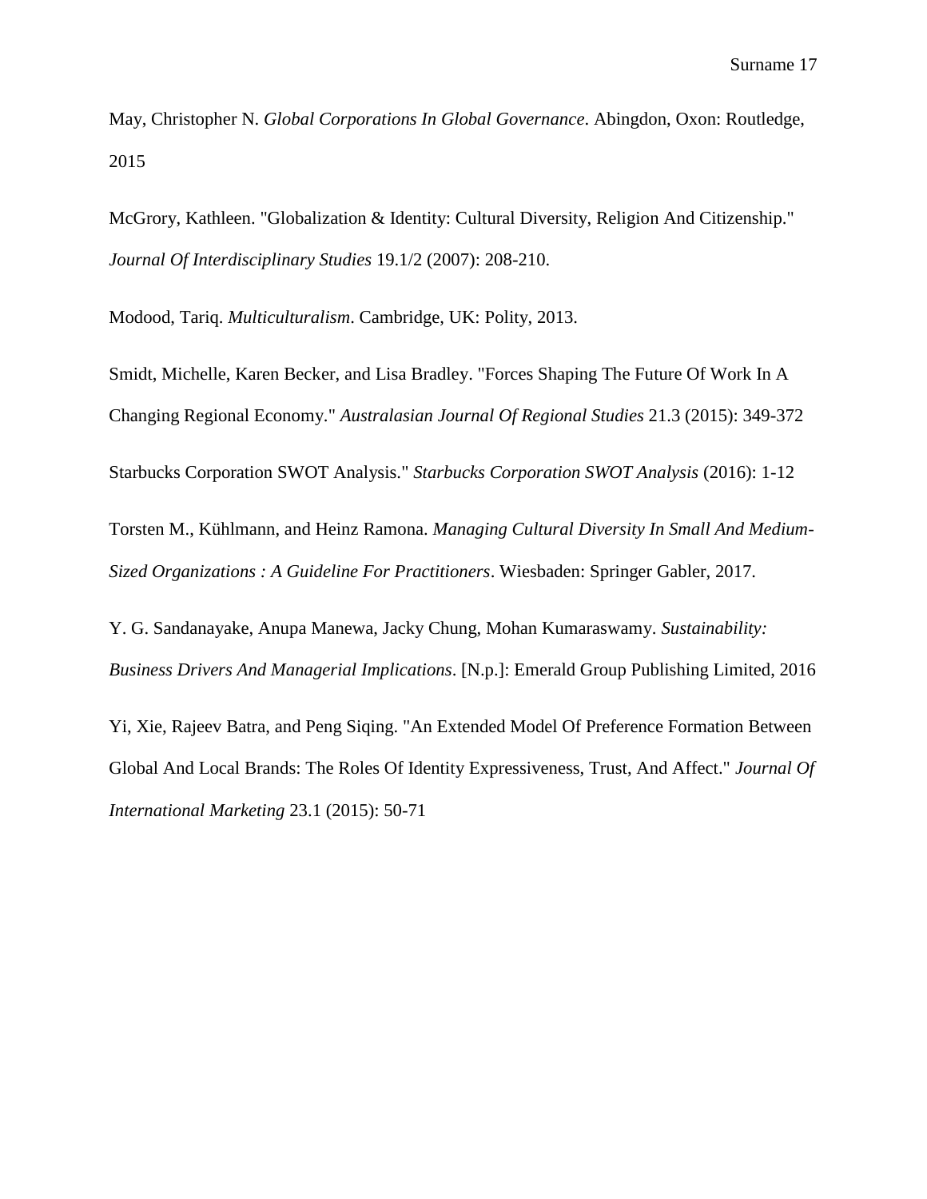May, Christopher N. *Global Corporations In Global Governance*. Abingdon, Oxon: Routledge, 2015

McGrory, Kathleen. "Globalization & Identity: Cultural Diversity, Religion And Citizenship." *Journal Of Interdisciplinary Studies* 19.1/2 (2007): 208-210.

Modood, Tariq. *Multiculturalism*. Cambridge, UK: Polity, 2013.

Smidt, Michelle, Karen Becker, and Lisa Bradley. "Forces Shaping The Future Of Work In A Changing Regional Economy." *Australasian Journal Of Regional Studies* 21.3 (2015): 349-372

Starbucks Corporation SWOT Analysis." *Starbucks Corporation SWOT Analysis* (2016): 1-12

Torsten M., Kühlmann, and Heinz Ramona. *Managing Cultural Diversity In Small And Medium-Sized Organizations : A Guideline For Practitioners*. Wiesbaden: Springer Gabler, 2017.

Y. G. Sandanayake, Anupa Manewa, Jacky Chung, Mohan Kumaraswamy. *Sustainability: Business Drivers And Managerial Implications*. [N.p.]: Emerald Group Publishing Limited, 2016

Yi, Xie, Rajeev Batra, and Peng Siqing. "An Extended Model Of Preference Formation Between Global And Local Brands: The Roles Of Identity Expressiveness, Trust, And Affect." *Journal Of International Marketing* 23.1 (2015): 50-71